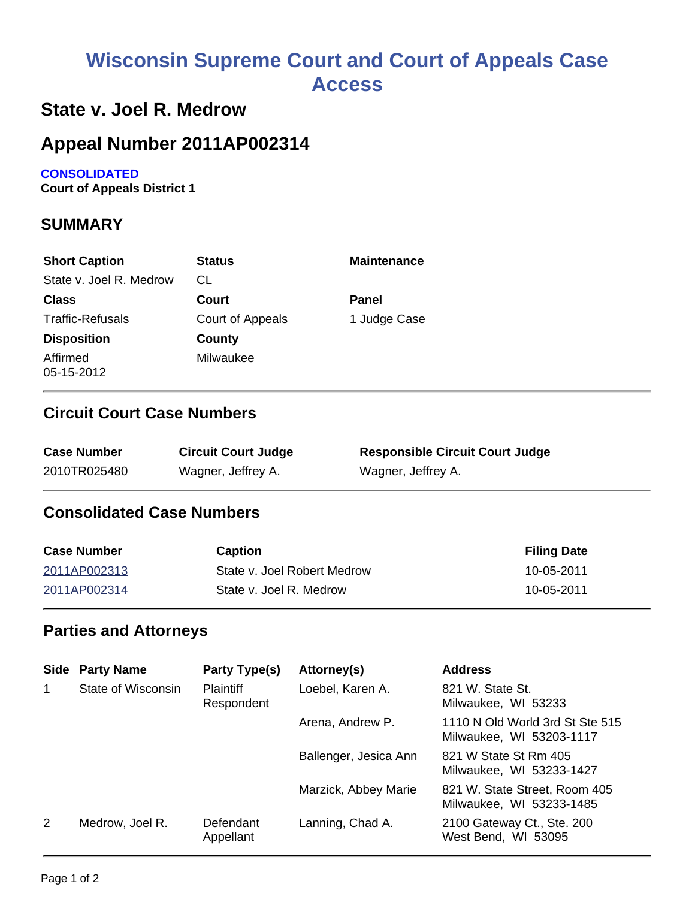# Wisconsin Supreme Court and Court of Appeals Case Access

## State v. Joel R. Medrow

## Appeal Number 2011AP002314

**CONSOLIDATED**
**Court of Appeals District 1**

### SUMMARY

| Short Caption | Status | Maintenance |
|---|---|---|
| State v. Joel R. Medrow | CL | |
| **Class** | **Court** | **Panel** |
| Traffic-Refusals | Court of Appeals | 1 Judge Case |
| **Disposition** | **County** | |
| Affirmed 05-15-2012 | Milwaukee | |

### Circuit Court Case Numbers

| Case Number | Circuit Court Judge | Responsible Circuit Court Judge |
|---|---|---|
| 2010TR025480 | Wagner, Jeffrey A. | Wagner, Jeffrey A. |

### Consolidated Case Numbers

| Case Number | Caption | Filing Date |
|---|---|---|
| 2011AP002313 | State v. Joel Robert Medrow | 10-05-2011 |
| 2011AP002314 | State v. Joel R. Medrow | 10-05-2011 |

### Parties and Attorneys

| Side | Party Name | Party Type(s) | Attorney(s) | Address |
|---|---|---|---|---|
| 1 | State of Wisconsin | Plaintiff Respondent | Loebel, Karen A. | 821 W. State St. Milwaukee, WI 53233 |
| | | | Arena, Andrew P. | 1110 N Old World 3rd St Ste 515 Milwaukee, WI 53203-1117 |
| | | | Ballenger, Jesica Ann | 821 W State St Rm 405 Milwaukee, WI 53233-1427 |
| | | | Marzick, Abbey Marie | 821 W. State Street, Room 405 Milwaukee, WI 53233-1485 |
| 2 | Medrow, Joel R. | Defendant Appellant | Lanning, Chad A. | 2100 Gateway Ct., Ste. 200 West Bend, WI 53095 |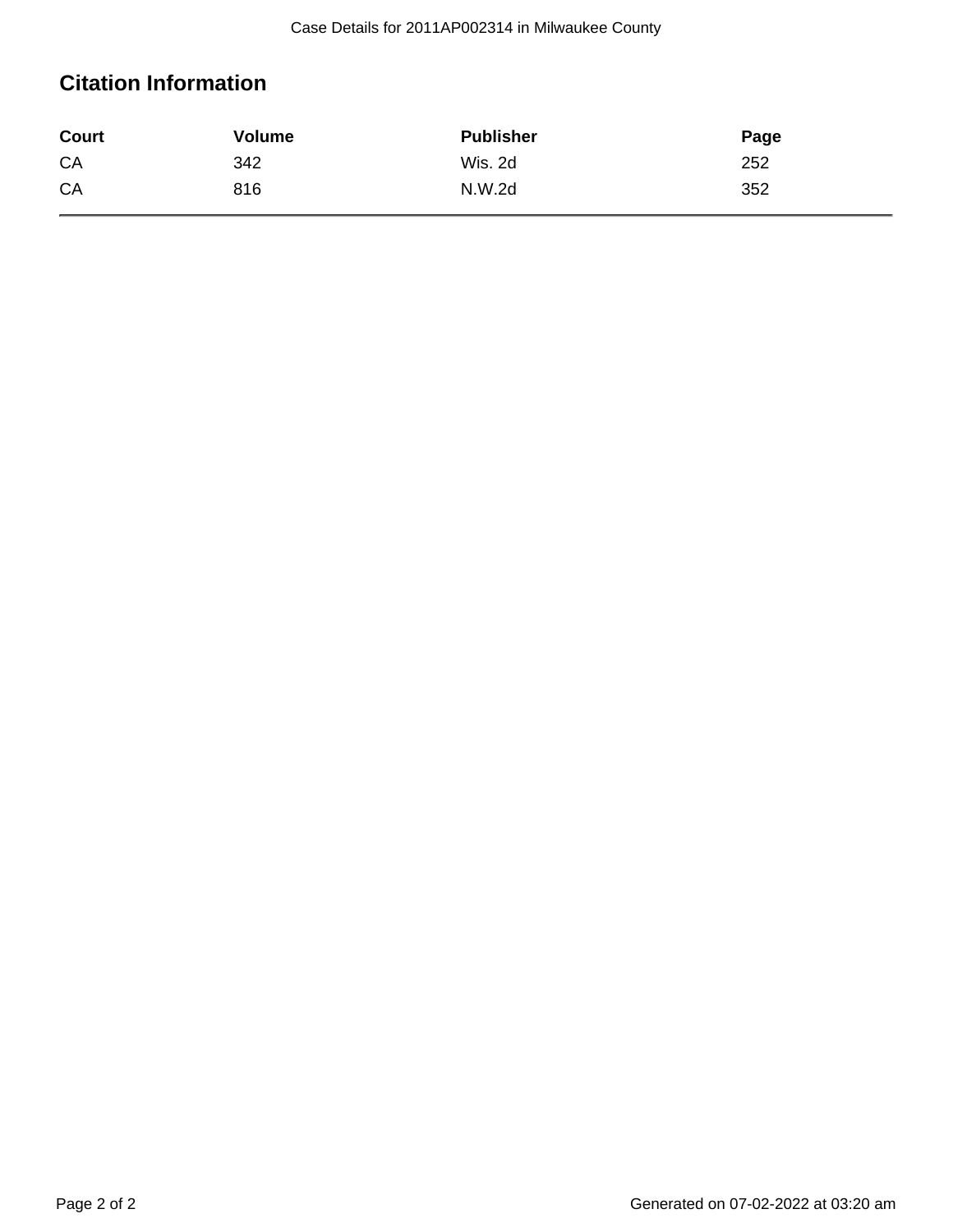## Citation Information

| Court | Volume | Publisher | Page |
|---|---|---|---|
| CA | 342 | Wis. 2d | 252 |
| CA | 816 | N.W.2d | 352 |